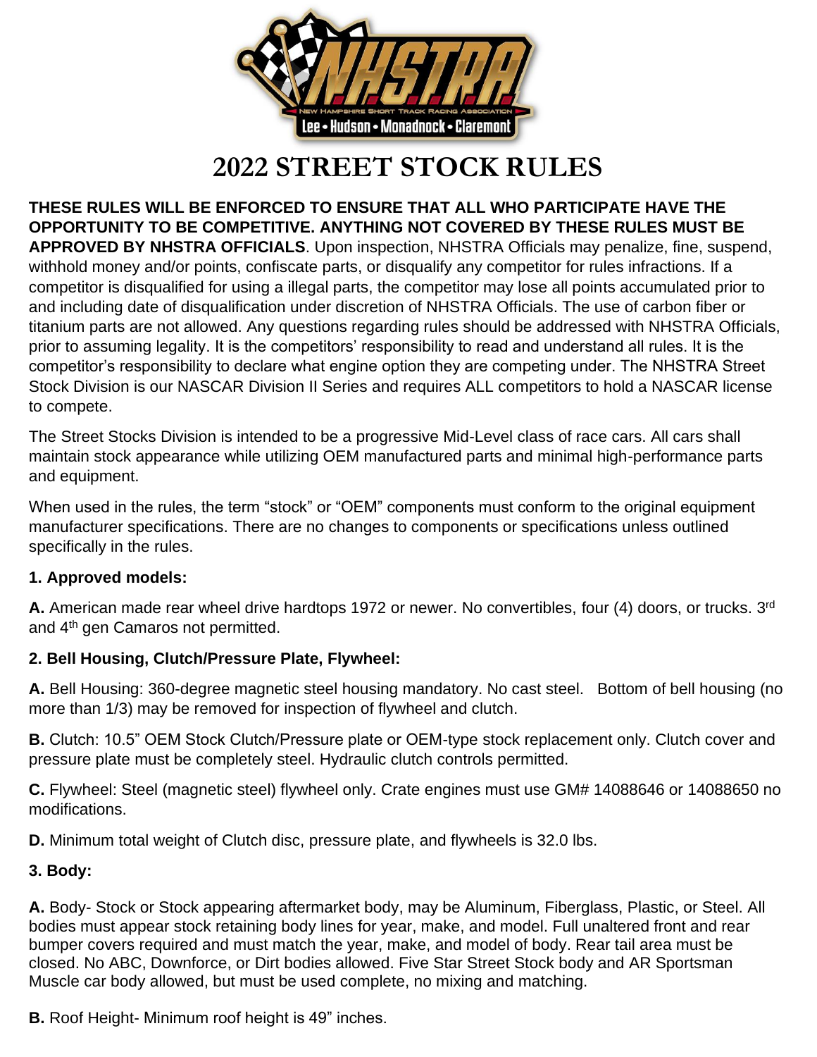# 2022 STREET STOCK RULES

**THESE RULES WILL BE ENFORCED TO ENSURE THAT ALL WHO PARTICIPATE HAVE THE OPPORTUNITY TO BE COMPETITIVE. ANYTHING NOT COVERED BY THESE RULES MUST BE APPROVED BY NHSTRA OFFICIALS**. Upon inspection, NHSTRA Officials may penalize, fine, suspend, withhold money and/or points, confiscate parts, or disqualify any competitor for rules infractions. If a competitor is disqualified for using a illegal parts, the competitor may lose all points accumulated prior to and including date of disqualification under discretion of NHSTRA Officials. The use of carbon fiber or titanium parts are not allowed. Any questions regarding rules should be addressed with NHSTRA Officials, prior to assuming legality. It is the competitors' responsibility to read and understand all rules. It is the competitor's responsibility to declare what engine option they are competing under. The NHSTRA Street Stock Division is our NASCAR Division II Series and requires ALL competitors to hold a NASCAR license to compete.

The Street Stocks Division is intended to be a progressive Mid-Level class of race cars. All cars shall maintain stock appearance while utilizing OEM manufactured parts and minimal high-performance parts and equipment.

When used in the rules, the term "stock" or "OEM" components must conform to the original equipment manufacturer specifications. There are no changes to components or specifications unless outlined specifically in the rules.

### 1. Approved models:

**A.** American made rear wheel drive hardtops 1972 or newer. No convertibles, four (4) doors, or trucks. 3rd and 4th gen Camaros not permitted.

### 2. Bell Housing, Clutch/Pressure Plate, Flywheel:

**A.** Bell Housing: 360-degree magnetic steel housing mandatory. No cast steel. Bottom of bell housing (no more than 1/3) may be removed for inspection of flywheel and clutch.

**B.** Clutch: 10.5" OEM Stock Clutch/Pressure plate or OEM-type stock replacement only. Clutch cover and pressure plate must be completely steel. Hydraulic clutch controls permitted.

**C.** Flywheel: Steel (magnetic steel) flywheel only. Crate engines must use GM# 14088646 or 14088650 no modifications.

**D.** Minimum total weight of Clutch disc, pressure plate, and flywheels is 32.0 lbs.

### 3. Body:

**A.** Body- Stock or Stock appearing aftermarket body, may be Aluminum, Fiberglass, Plastic, or Steel. All bodies must appear stock retaining body lines for year, make, and model. Full unaltered front and rear bumper covers required and must match the year, make, and model of body. Rear tail area must be closed. No ABC, Downforce, or Dirt bodies allowed. Five Star Street Stock body and AR Sportsman Muscle car body allowed, but must be used complete, no mixing and matching.

**B.** Roof Height- Minimum roof height is 49" inches.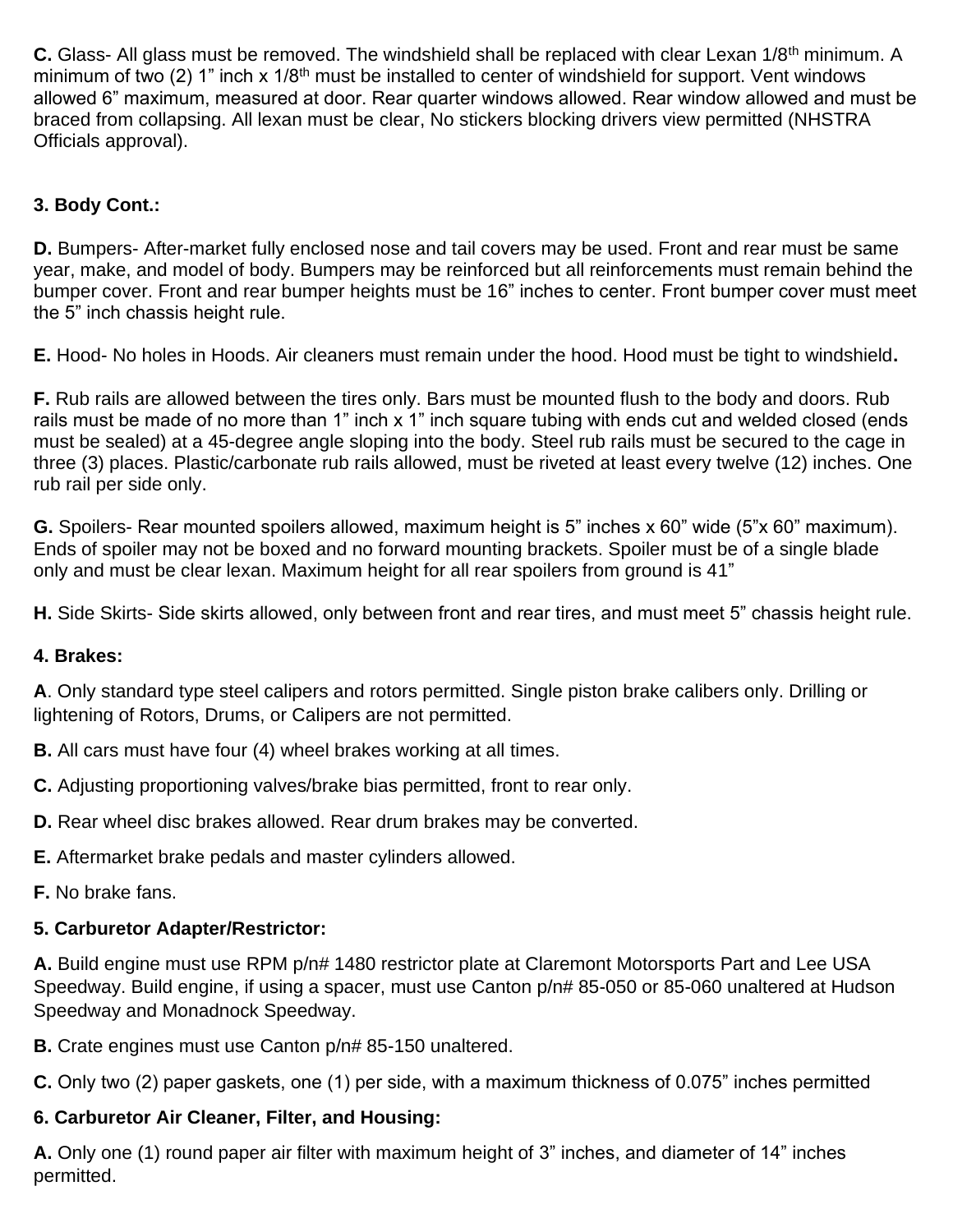**C.** Glass- All glass must be removed. The windshield shall be replaced with clear Lexan 1/8th minimum. A minimum of two (2) 1" inch x 1/8th must be installed to center of windshield for support. Vent windows allowed 6" maximum, measured at door. Rear quarter windows allowed. Rear window allowed and must be braced from collapsing. All lexan must be clear, No stickers blocking drivers view permitted (NHSTRA Officials approval).

**3. Body Cont.:**

**D.** Bumpers- After-market fully enclosed nose and tail covers may be used. Front and rear must be same year, make, and model of body. Bumpers may be reinforced but all reinforcements must remain behind the bumper cover. Front and rear bumper heights must be 16" inches to center. Front bumper cover must meet the 5" inch chassis height rule.

**E.** Hood- No holes in Hoods. Air cleaners must remain under the hood. Hood must be tight to windshield**.**

**F.** Rub rails are allowed between the tires only. Bars must be mounted flush to the body and doors. Rub rails must be made of no more than 1" inch x 1" inch square tubing with ends cut and welded closed (ends must be sealed) at a 45-degree angle sloping into the body. Steel rub rails must be secured to the cage in three (3) places. Plastic/carbonate rub rails allowed, must be riveted at least every twelve (12) inches. One rub rail per side only.

**G.** Spoilers- Rear mounted spoilers allowed, maximum height is 5" inches x 60" wide (5"x 60" maximum). Ends of spoiler may not be boxed and no forward mounting brackets. Spoiler must be of a single blade only and must be clear lexan. Maximum height for all rear spoilers from ground is 41"

**H.** Side Skirts- Side skirts allowed, only between front and rear tires, and must meet 5" chassis height rule.

**4. Brakes:**

**A**. Only standard type steel calipers and rotors permitted. Single piston brake calibers only. Drilling or lightening of Rotors, Drums, or Calipers are not permitted.

**B.** All cars must have four (4) wheel brakes working at all times.

**C.** Adjusting proportioning valves/brake bias permitted, front to rear only.

**D.** Rear wheel disc brakes allowed. Rear drum brakes may be converted.

**E.** Aftermarket brake pedals and master cylinders allowed.

**F.** No brake fans.

**5. Carburetor Adapter/Restrictor:**

**A.** Build engine must use RPM p/n# 1480 restrictor plate at Claremont Motorsports Part and Lee USA Speedway. Build engine, if using a spacer, must use Canton p/n# 85-050 or 85-060 unaltered at Hudson Speedway and Monadnock Speedway.

**B.** Crate engines must use Canton p/n# 85-150 unaltered.

**C.** Only two (2) paper gaskets, one (1) per side, with a maximum thickness of 0.075" inches permitted

**6. Carburetor Air Cleaner, Filter, and Housing:**

**A.** Only one (1) round paper air filter with maximum height of 3" inches, and diameter of 14" inches permitted.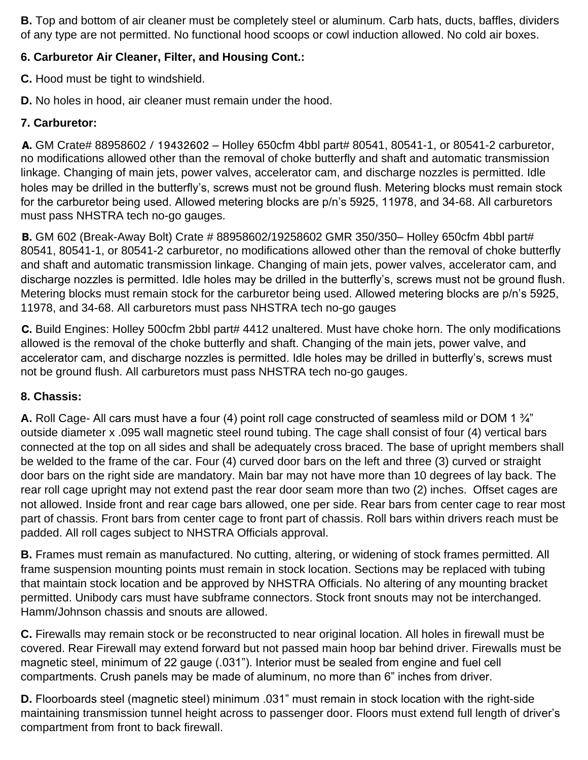**B.** Top and bottom of air cleaner must be completely steel or aluminum. Carb hats, ducts, baffles, dividers of any type are not permitted. No functional hood scoops or cowl induction allowed. No cold air boxes.

**6. Carburetor Air Cleaner, Filter, and Housing Cont.:**

**C.** Hood must be tight to windshield.

**D.** No holes in hood, air cleaner must remain under the hood.

**7. Carburetor:**

**A.** GM Crate# 88958602 / 19432602 – Holley 650cfm 4bbl part# 80541, 80541-1, or 80541-2 carburetor, no modifications allowed other than the removal of choke butterfly and shaft and automatic transmission linkage. Changing of main jets, power valves, accelerator cam, and discharge nozzles is permitted. Idle holes may be drilled in the butterfly's, screws must not be ground flush. Metering blocks must remain stock for the carburetor being used. Allowed metering blocks are p/n's 5925, 11978, and 34-68. All carburetors must pass NHSTRA tech no-go gauges.

**B.** GM 602 (Break-Away Bolt) Crate # 88958602/19258602 GMR 350/350– Holley 650cfm 4bbl part# 80541, 80541-1, or 80541-2 carburetor, no modifications allowed other than the removal of choke butterfly and shaft and automatic transmission linkage. Changing of main jets, power valves, accelerator cam, and discharge nozzles is permitted. Idle holes may be drilled in the butterfly's, screws must not be ground flush. Metering blocks must remain stock for the carburetor being used. Allowed metering blocks are p/n's 5925, 11978, and 34-68. All carburetors must pass NHSTRA tech no-go gauges

**C.** Build Engines: Holley 500cfm 2bbl part# 4412 unaltered. Must have choke horn. The only modifications allowed is the removal of the choke butterfly and shaft. Changing of the main jets, power valve, and accelerator cam, and discharge nozzles is permitted. Idle holes may be drilled in butterfly's, screws must not be ground flush. All carburetors must pass NHSTRA tech no-go gauges.

**8. Chassis:**

**A.** Roll Cage- All cars must have a four (4) point roll cage constructed of seamless mild or DOM 1 ¾" outside diameter x .095 wall magnetic steel round tubing. The cage shall consist of four (4) vertical bars connected at the top on all sides and shall be adequately cross braced. The base of upright members shall be welded to the frame of the car. Four (4) curved door bars on the left and three (3) curved or straight door bars on the right side are mandatory. Main bar may not have more than 10 degrees of lay back. The rear roll cage upright may not extend past the rear door seam more than two (2) inches. Offset cages are not allowed. Inside front and rear cage bars allowed, one per side. Rear bars from center cage to rear most part of chassis. Front bars from center cage to front part of chassis. Roll bars within drivers reach must be padded. All roll cages subject to NHSTRA Officials approval.

**B.** Frames must remain as manufactured. No cutting, altering, or widening of stock frames permitted. All frame suspension mounting points must remain in stock location. Sections may be replaced with tubing that maintain stock location and be approved by NHSTRA Officials. No altering of any mounting bracket permitted. Unibody cars must have subframe connectors. Stock front snouts may not be interchanged. Hamm/Johnson chassis and snouts are allowed.

**C.** Firewalls may remain stock or be reconstructed to near original location. All holes in firewall must be covered. Rear Firewall may extend forward but not passed main hoop bar behind driver. Firewalls must be magnetic steel, minimum of 22 gauge (.031"). Interior must be sealed from engine and fuel cell compartments. Crush panels may be made of aluminum, no more than 6" inches from driver.

**D.** Floorboards steel (magnetic steel) minimum .031" must remain in stock location with the right-side maintaining transmission tunnel height across to passenger door. Floors must extend full length of driver's compartment from front to back firewall.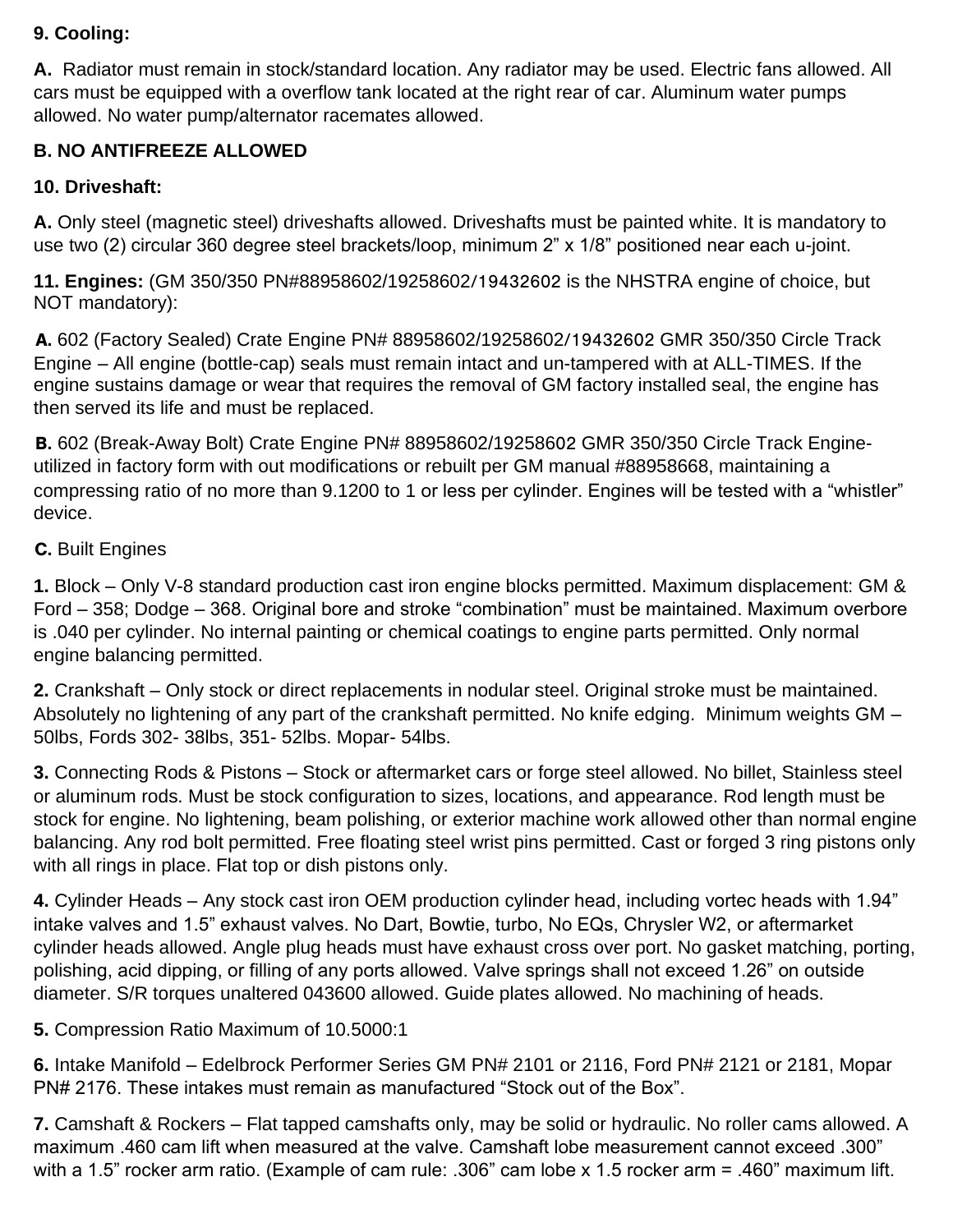**9. Cooling:**

**A.** Radiator must remain in stock/standard location. Any radiator may be used. Electric fans allowed. All cars must be equipped with a overflow tank located at the right rear of car. Aluminum water pumps allowed. No water pump/alternator racemates allowed.

**B. NO ANTIFREEZE ALLOWED**

**10. Driveshaft:**

**A.** Only steel (magnetic steel) driveshafts allowed. Driveshafts must be painted white. It is mandatory to use two (2) circular 360 degree steel brackets/loop, minimum 2" x 1/8" positioned near each u-joint.

**11. Engines:** (GM 350/350 PN#88958602/19258602/19432602 is the NHSTRA engine of choice, but NOT mandatory):

**A.** 602 (Factory Sealed) Crate Engine PN# 88958602/19258602/19432602 GMR 350/350 Circle Track Engine – All engine (bottle-cap) seals must remain intact and un-tampered with at ALL-TIMES. If the engine sustains damage or wear that requires the removal of GM factory installed seal, the engine has then served its life and must be replaced.

**B.** 602 (Break-Away Bolt) Crate Engine PN# 88958602/19258602 GMR 350/350 Circle Track Engine- utilized in factory form with out modifications or rebuilt per GM manual #88958668, maintaining a compressing ratio of no more than 9.1200 to 1 or less per cylinder. Engines will be tested with a "whistler" device.

**C.** Built Engines

**1.** Block – Only V-8 standard production cast iron engine blocks permitted. Maximum displacement: GM & Ford – 358; Dodge – 368. Original bore and stroke "combination" must be maintained. Maximum overbore is .040 per cylinder. No internal painting or chemical coatings to engine parts permitted. Only normal engine balancing permitted.

**2.** Crankshaft – Only stock or direct replacements in nodular steel. Original stroke must be maintained. Absolutely no lightening of any part of the crankshaft permitted. No knife edging. Minimum weights GM – 50lbs, Fords 302- 38lbs, 351- 52lbs. Mopar- 54lbs.

**3.** Connecting Rods & Pistons – Stock or aftermarket cars or forge steel allowed. No billet, Stainless steel or aluminum rods. Must be stock configuration to sizes, locations, and appearance. Rod length must be stock for engine. No lightening, beam polishing, or exterior machine work allowed other than normal engine balancing. Any rod bolt permitted. Free floating steel wrist pins permitted. Cast or forged 3 ring pistons only with all rings in place. Flat top or dish pistons only.

**4.** Cylinder Heads – Any stock cast iron OEM production cylinder head, including vortec heads with 1.94" intake valves and 1.5" exhaust valves. No Dart, Bowtie, turbo, No EQs, Chrysler W2, or aftermarket cylinder heads allowed. Angle plug heads must have exhaust cross over port. No gasket matching, porting, polishing, acid dipping, or filling of any ports allowed. Valve springs shall not exceed 1.26" on outside diameter. S/R torques unaltered 043600 allowed. Guide plates allowed. No machining of heads.

**5.** Compression Ratio Maximum of 10.5000:1

**6.** Intake Manifold – Edelbrock Performer Series GM PN# 2101 or 2116, Ford PN# 2121 or 2181, Mopar PN# 2176. These intakes must remain as manufactured "Stock out of the Box".

**7.** Camshaft & Rockers – Flat tapped camshafts only, may be solid or hydraulic. No roller cams allowed. A maximum .460 cam lift when measured at the valve. Camshaft lobe measurement cannot exceed .300" with a 1.5" rocker arm ratio. (Example of cam rule: .306" cam lobe x 1.5 rocker arm = .460" maximum lift.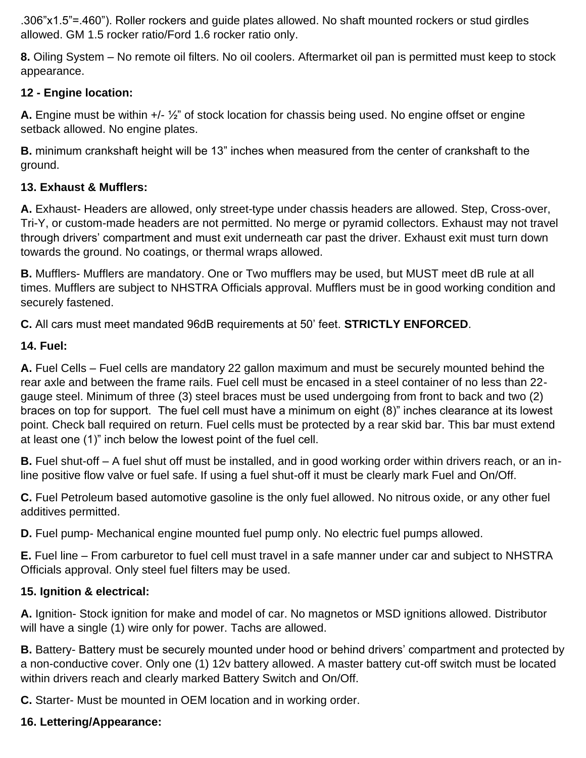.306”x1.5”=.460”). Roller rockers and guide plates allowed. No shaft mounted rockers or stud girdles allowed. GM 1.5 rocker ratio/Ford 1.6 rocker ratio only.

**8.** Oiling System – No remote oil filters. No oil coolers. Aftermarket oil pan is permitted must keep to stock appearance.

**12 - Engine location:**

**A.** Engine must be within +/- ½” of stock location for chassis being used. No engine offset or engine setback allowed. No engine plates.

**B.** minimum crankshaft height will be 13” inches when measured from the center of crankshaft to the ground.

**13. Exhaust & Mufflers:**

**A.** Exhaust- Headers are allowed, only street-type under chassis headers are allowed. Step, Cross-over, Tri-Y, or custom-made headers are not permitted. No merge or pyramid collectors. Exhaust may not travel through drivers’ compartment and must exit underneath car past the driver. Exhaust exit must turn down towards the ground. No coatings, or thermal wraps allowed.

**B.** Mufflers- Mufflers are mandatory. One or Two mufflers may be used, but MUST meet dB rule at all times. Mufflers are subject to NHSTRA Officials approval. Mufflers must be in good working condition and securely fastened.

**C.** All cars must meet mandated 96dB requirements at 50’ feet. **STRICTLY ENFORCED**.

**14. Fuel:**

**A.** Fuel Cells – Fuel cells are mandatory 22 gallon maximum and must be securely mounted behind the rear axle and between the frame rails. Fuel cell must be encased in a steel container of no less than 22-gauge steel. Minimum of three (3) steel braces must be used undergoing from front to back and two (2) braces on top for support. The fuel cell must have a minimum on eight (8)” inches clearance at its lowest point. Check ball required on return. Fuel cells must be protected by a rear skid bar. This bar must extend at least one (1)” inch below the lowest point of the fuel cell.

**B.** Fuel shut-off – A fuel shut off must be installed, and in good working order within drivers reach, or an in-line positive flow valve or fuel safe. If using a fuel shut-off it must be clearly mark Fuel and On/Off.

**C.** Fuel Petroleum based automotive gasoline is the only fuel allowed. No nitrous oxide, or any other fuel additives permitted.

**D.** Fuel pump- Mechanical engine mounted fuel pump only. No electric fuel pumps allowed.

**E.** Fuel line – From carburetor to fuel cell must travel in a safe manner under car and subject to NHSTRA Officials approval. Only steel fuel filters may be used.

**15. Ignition & electrical:**

**A.** Ignition- Stock ignition for make and model of car. No magnetos or MSD ignitions allowed. Distributor will have a single (1) wire only for power. Tachs are allowed.

**B.** Battery- Battery must be securely mounted under hood or behind drivers’ compartment and protected by a non-conductive cover. Only one (1) 12v battery allowed. A master battery cut-off switch must be located within drivers reach and clearly marked Battery Switch and On/Off.

**C.** Starter- Must be mounted in OEM location and in working order.

**16. Lettering/Appearance:**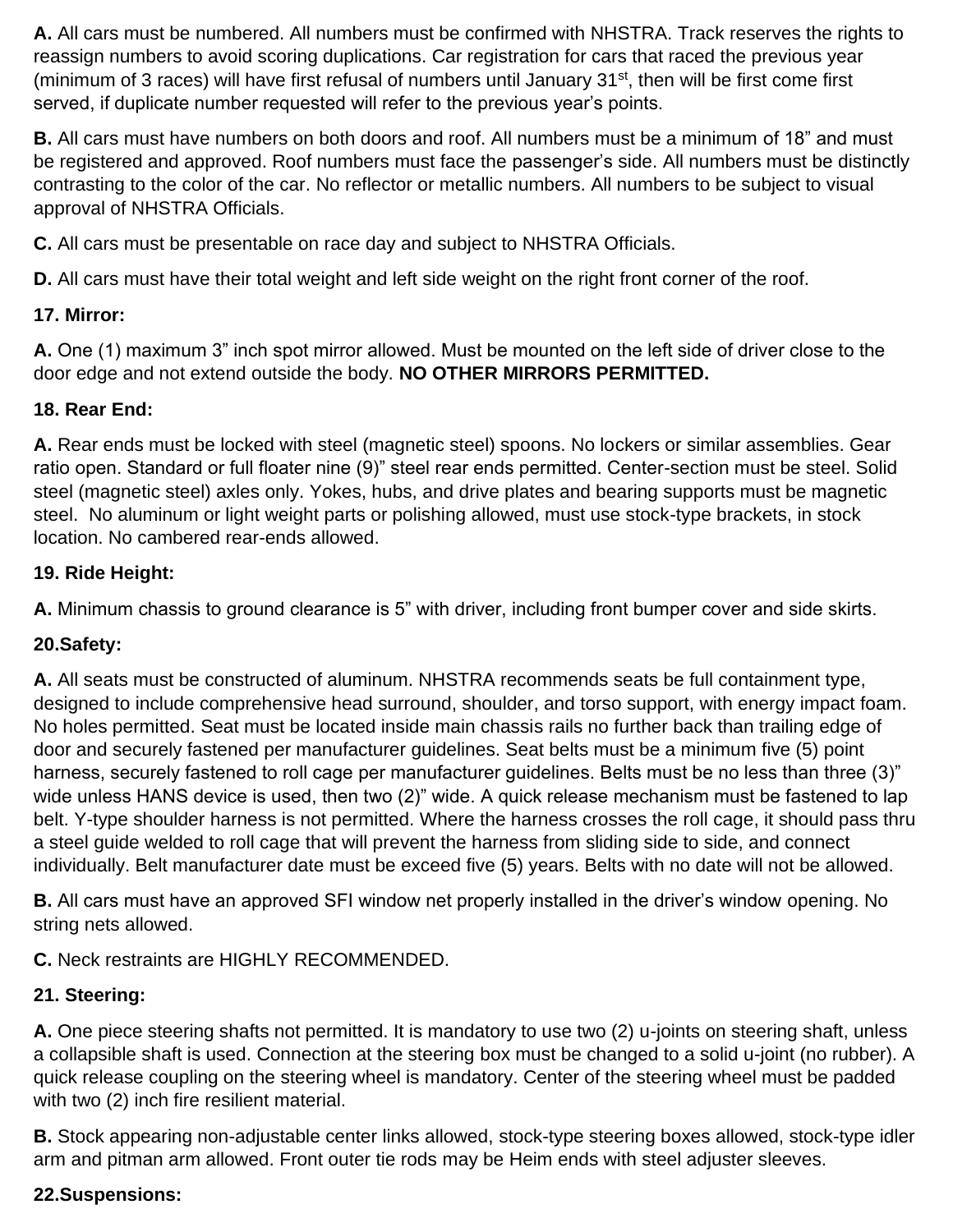**A.** All cars must be numbered. All numbers must be confirmed with NHSTRA. Track reserves the rights to reassign numbers to avoid scoring duplications. Car registration for cars that raced the previous year (minimum of 3 races) will have first refusal of numbers until January 31st, then will be first come first served, if duplicate number requested will refer to the previous year's points.

**B.** All cars must have numbers on both doors and roof. All numbers must be a minimum of 18" and must be registered and approved. Roof numbers must face the passenger's side. All numbers must be distinctly contrasting to the color of the car. No reflector or metallic numbers. All numbers to be subject to visual approval of NHSTRA Officials.

**C.** All cars must be presentable on race day and subject to NHSTRA Officials.

**D.** All cars must have their total weight and left side weight on the right front corner of the roof.

**17. Mirror:**

**A.** One (1) maximum 3" inch spot mirror allowed. Must be mounted on the left side of driver close to the door edge and not extend outside the body. **NO OTHER MIRRORS PERMITTED.**

**18. Rear End:**

**A.** Rear ends must be locked with steel (magnetic steel) spoons. No lockers or similar assemblies. Gear ratio open. Standard or full floater nine (9)" steel rear ends permitted. Center-section must be steel. Solid steel (magnetic steel) axles only. Yokes, hubs, and drive plates and bearing supports must be magnetic steel. No aluminum or light weight parts or polishing allowed, must use stock-type brackets, in stock location. No cambered rear-ends allowed.

**19. Ride Height:**

**A.** Minimum chassis to ground clearance is 5" with driver, including front bumper cover and side skirts.

**20.Safety:**

**A.** All seats must be constructed of aluminum. NHSTRA recommends seats be full containment type, designed to include comprehensive head surround, shoulder, and torso support, with energy impact foam. No holes permitted. Seat must be located inside main chassis rails no further back than trailing edge of door and securely fastened per manufacturer guidelines. Seat belts must be a minimum five (5) point harness, securely fastened to roll cage per manufacturer guidelines. Belts must be no less than three (3)" wide unless HANS device is used, then two (2)" wide. A quick release mechanism must be fastened to lap belt. Y-type shoulder harness is not permitted. Where the harness crosses the roll cage, it should pass thru a steel guide welded to roll cage that will prevent the harness from sliding side to side, and connect individually. Belt manufacturer date must be exceed five (5) years. Belts with no date will not be allowed.

**B.** All cars must have an approved SFI window net properly installed in the driver's window opening. No string nets allowed.

**C.** Neck restraints are HIGHLY RECOMMENDED.

**21. Steering:**

**A.** One piece steering shafts not permitted. It is mandatory to use two (2) u-joints on steering shaft, unless a collapsible shaft is used. Connection at the steering box must be changed to a solid u-joint (no rubber). A quick release coupling on the steering wheel is mandatory. Center of the steering wheel must be padded with two (2) inch fire resilient material.

**B.** Stock appearing non-adjustable center links allowed, stock-type steering boxes allowed, stock-type idler arm and pitman arm allowed. Front outer tie rods may be Heim ends with steel adjuster sleeves.

**22.Suspensions:**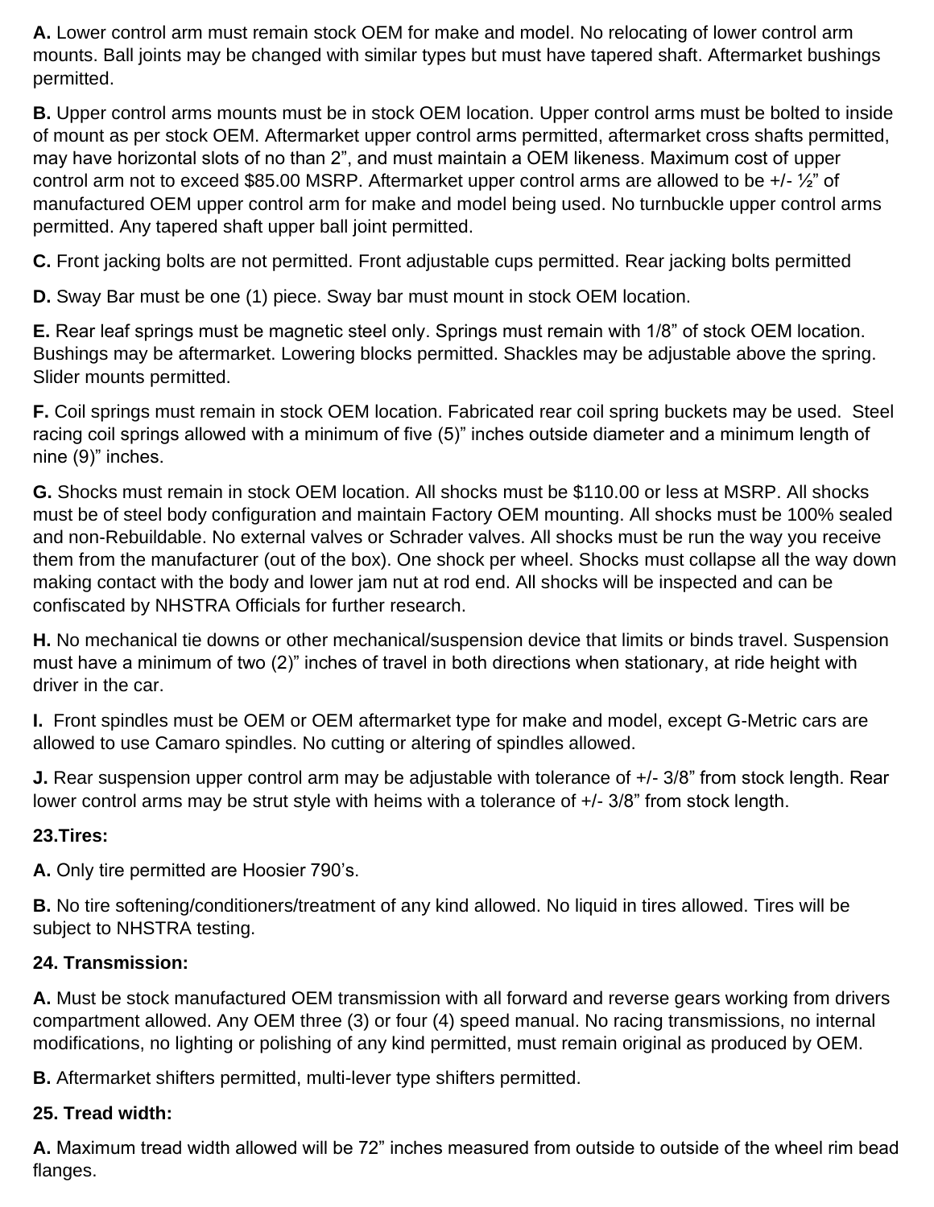**A.** Lower control arm must remain stock OEM for make and model. No relocating of lower control arm mounts. Ball joints may be changed with similar types but must have tapered shaft. Aftermarket bushings permitted.

**B.** Upper control arms mounts must be in stock OEM location. Upper control arms must be bolted to inside of mount as per stock OEM. Aftermarket upper control arms permitted, aftermarket cross shafts permitted, may have horizontal slots of no than 2", and must maintain a OEM likeness. Maximum cost of upper control arm not to exceed $85.00 MSRP. Aftermarket upper control arms are allowed to be +/- ½" of manufactured OEM upper control arm for make and model being used. No turnbuckle upper control arms permitted. Any tapered shaft upper ball joint permitted.

**C.** Front jacking bolts are not permitted. Front adjustable cups permitted. Rear jacking bolts permitted

**D.** Sway Bar must be one (1) piece. Sway bar must mount in stock OEM location.

**E.** Rear leaf springs must be magnetic steel only. Springs must remain with 1/8" of stock OEM location. Bushings may be aftermarket. Lowering blocks permitted. Shackles may be adjustable above the spring. Slider mounts permitted.

**F.** Coil springs must remain in stock OEM location. Fabricated rear coil spring buckets may be used. Steel racing coil springs allowed with a minimum of five (5)" inches outside diameter and a minimum length of nine (9)" inches.

**G.** Shocks must remain in stock OEM location. All shocks must be $110.00 or less at MSRP. All shocks must be of steel body configuration and maintain Factory OEM mounting. All shocks must be 100% sealed and non-Rebuildable. No external valves or Schrader valves. All shocks must be run the way you receive them from the manufacturer (out of the box). One shock per wheel. Shocks must collapse all the way down making contact with the body and lower jam nut at rod end. All shocks will be inspected and can be confiscated by NHSTRA Officials for further research.

**H.** No mechanical tie downs or other mechanical/suspension device that limits or binds travel. Suspension must have a minimum of two (2)" inches of travel in both directions when stationary, at ride height with driver in the car.

**I.** Front spindles must be OEM or OEM aftermarket type for make and model, except G-Metric cars are allowed to use Camaro spindles. No cutting or altering of spindles allowed.

**J.** Rear suspension upper control arm may be adjustable with tolerance of +/- 3/8" from stock length. Rear lower control arms may be strut style with heims with a tolerance of +/- 3/8" from stock length.

**23.Tires:**

**A.** Only tire permitted are Hoosier 790's.

**B.** No tire softening/conditioners/treatment of any kind allowed. No liquid in tires allowed. Tires will be subject to NHSTRA testing.

**24. Transmission:**

**A.** Must be stock manufactured OEM transmission with all forward and reverse gears working from drivers compartment allowed. Any OEM three (3) or four (4) speed manual. No racing transmissions, no internal modifications, no lighting or polishing of any kind permitted, must remain original as produced by OEM.

**B.** Aftermarket shifters permitted, multi-lever type shifters permitted.

**25. Tread width:**

**A.** Maximum tread width allowed will be 72" inches measured from outside to outside of the wheel rim bead flanges.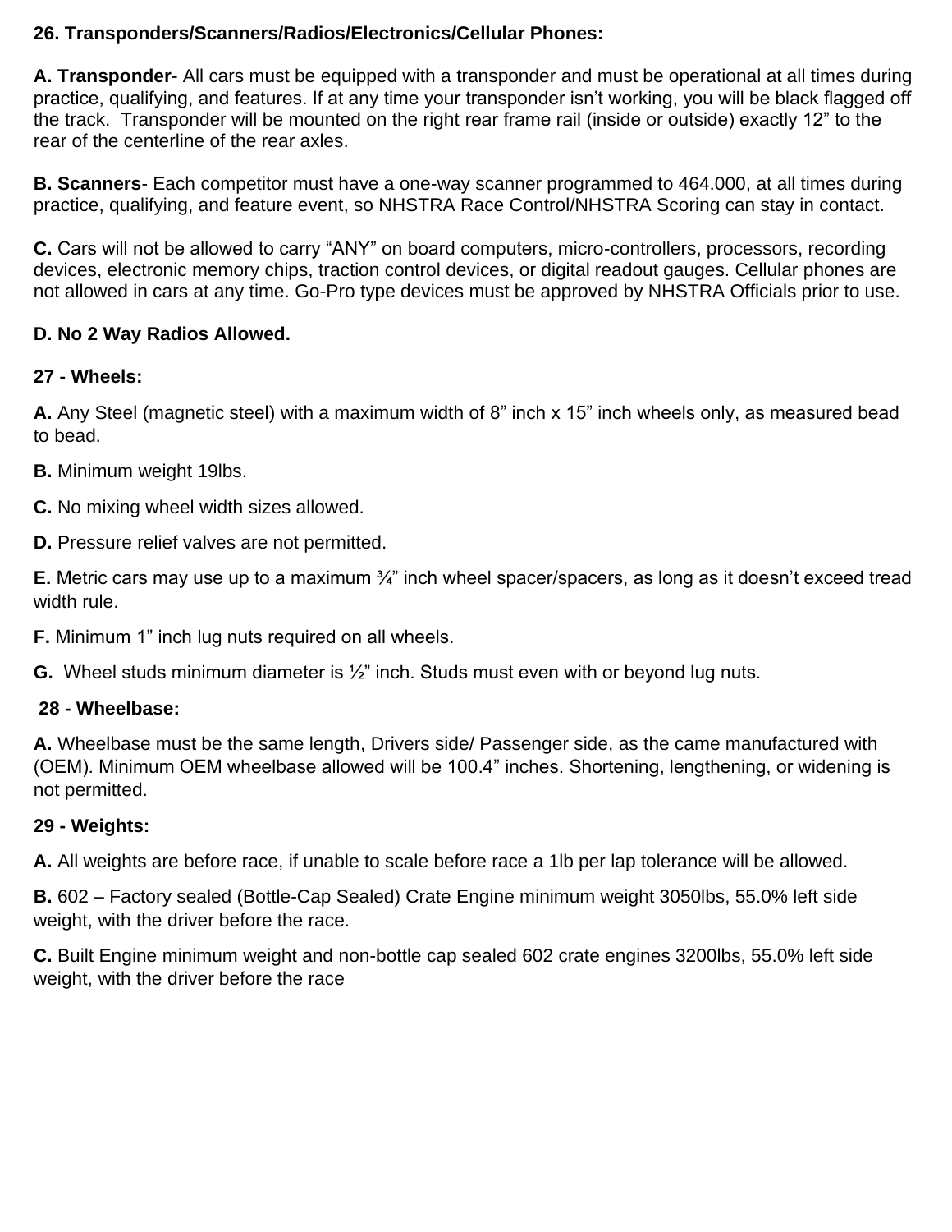**26. Transponders/Scanners/Radios/Electronics/Cellular Phones:**

**A. Transponder**- All cars must be equipped with a transponder and must be operational at all times during practice, qualifying, and features. If at any time your transponder isn't working, you will be black flagged off the track.  Transponder will be mounted on the right rear frame rail (inside or outside) exactly 12" to the rear of the centerline of the rear axles.

**B. Scanners**- Each competitor must have a one-way scanner programmed to 464.000, at all times during practice, qualifying, and feature event, so NHSTRA Race Control/NHSTRA Scoring can stay in contact.

**C.** Cars will not be allowed to carry "ANY" on board computers, micro-controllers, processors, recording devices, electronic memory chips, traction control devices, or digital readout gauges. Cellular phones are not allowed in cars at any time. Go-Pro type devices must be approved by NHSTRA Officials prior to use.

**D. No 2 Way Radios Allowed.**

**27 - Wheels:**

**A.** Any Steel (magnetic steel) with a maximum width of 8" inch x 15" inch wheels only, as measured bead to bead.

**B.** Minimum weight 19lbs.

**C.** No mixing wheel width sizes allowed.

**D.** Pressure relief valves are not permitted.

**E.** Metric cars may use up to a maximum ¾" inch wheel spacer/spacers, as long as it doesn't exceed tread width rule.

**F.** Minimum 1" inch lug nuts required on all wheels.

**G.** Wheel studs minimum diameter is ½" inch. Studs must even with or beyond lug nuts.

**28 - Wheelbase:**

**A.** Wheelbase must be the same length, Drivers side/ Passenger side, as the came manufactured with (OEM). Minimum OEM wheelbase allowed will be 100.4" inches. Shortening, lengthening, or widening is not permitted.

**29 - Weights:**

**A.** All weights are before race, if unable to scale before race a 1lb per lap tolerance will be allowed.

**B.** 602 – Factory sealed (Bottle-Cap Sealed) Crate Engine minimum weight 3050lbs, 55.0% left side weight, with the driver before the race.

**C.** Built Engine minimum weight and non-bottle cap sealed 602 crate engines 3200lbs, 55.0% left side weight, with the driver before the race